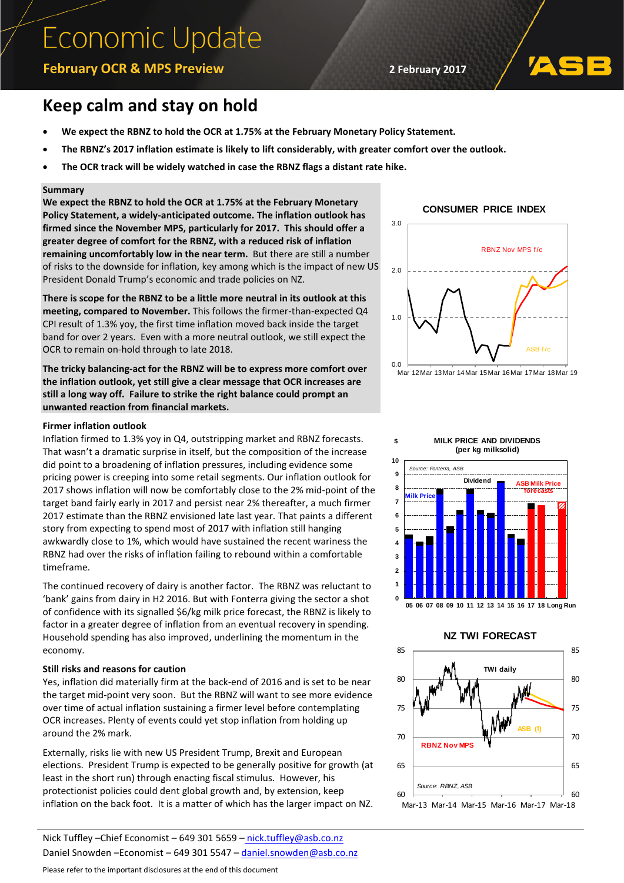# Economic Update

**February OCR & MPS Preview**

2 February 2017

## Keep calm and stay on hold

- **We expect the RBNZ to hold the OCR at 1.75% at the February Monetary Policy Statement.**
- **The RBNZ's 2017 inflation estimate is likely to lift considerably, with greater comfort over the outlook.**
- **The OCR track will be widely watched in case the RBNZ flags a distant rate hike.**

### Summary

**We expect the RBNZ to hold the OCR at 1.75% at the February Monetary Policy Statement, a widely-anticipated outcome. The inflation outlook has firmed since the November MPS, particularly for 2017. This should offer a greater degree of comfort for the RBNZ, with a reduced risk of inflation remaining uncomfortably low in the near term.** But there are still a number of risks to the downside for inflation, key among which is the impact of new US President Donald Trump's economic and trade policies on NZ.

**There is scope for the RBNZ to be a little more neutral in its outlook at this meeting, compared to November.** This follows the firmer-than-expected Q4 CPI result of 1.3% yoy, the first time inflation moved back inside the target band for over 2 years. Even with a more neutral outlook, we still expect the OCR to remain on-hold through to late 2018.

**The tricky balancing-act for the RBNZ will be to express more comfort over the inflation outlook, yet still give a clear message that OCR increases are still a long way off. Failure to strike the right balance could prompt an unwanted reaction from financial markets.**

### Firmer inflation outlook

Inflation firmed to 1.3% yoy in Q4, outstripping market and RBNZ forecasts. That wasn't a dramatic surprise in itself, but the composition of the increase did point to a broadening of inflation pressures, including evidence some pricing power is creeping into some retail segments. Our inflation outlook for 2017 shows inflation will now be comfortably close to the 2% mid-point of the target band fairly early in 2017 and persist near 2% thereafter, a much firmer 2017 estimate than the RBNZ envisioned late last year. That paints a different story from expecting to spend most of 2017 with inflation still hanging awkwardly close to 1%, which would have sustained the recent wariness the RBNZ had over the risks of inflation failing to rebound within a comfortable timeframe.

The continued recovery of dairy is another factor. The RBNZ was reluctant to 'bank' gains from dairy in H2 2016. But with Fonterra giving the sector a shot of confidence with its signalled $6/kg milk price forecast, the RBNZ is likely to factor in a greater degree of inflation from an eventual recovery in spending. Household spending has also improved, underlining the momentum in the economy.

### Still risks and reasons for caution

Yes, inflation did materially firm at the back-end of 2016 and is set to be near the target mid-point very soon. But the RBNZ will want to see more evidence over time of actual inflation sustaining a firmer level before contemplating OCR increases. Plenty of events could yet stop inflation from holding up around the 2% mark.

Externally, risks lie with new US President Trump, Brexit and European elections. President Trump is expected to be generally positive for growth (at least in the short run) through enacting fiscal stimulus. However, his protectionist policies could dent global growth and, by extension, keep inflation on the back foot. It is a matter of which has the larger impact on NZ.

**CONSUMER PRICE INDEX**

**MILK PRICE AND DIVIDENDS (per kg milksolid)**

Source: Fonterra, ASB

**NZ TWI FORECAST**

Source: RBNZ, ASB

Nick Tuffley – Chief Economist – 649 301 5659 – nick.tuffley@asb.co.nz
Daniel Snowden – Economist – 649 301 5547 – daniel.snowden@asb.co.nz

Please refer to the important disclosures at the end of this document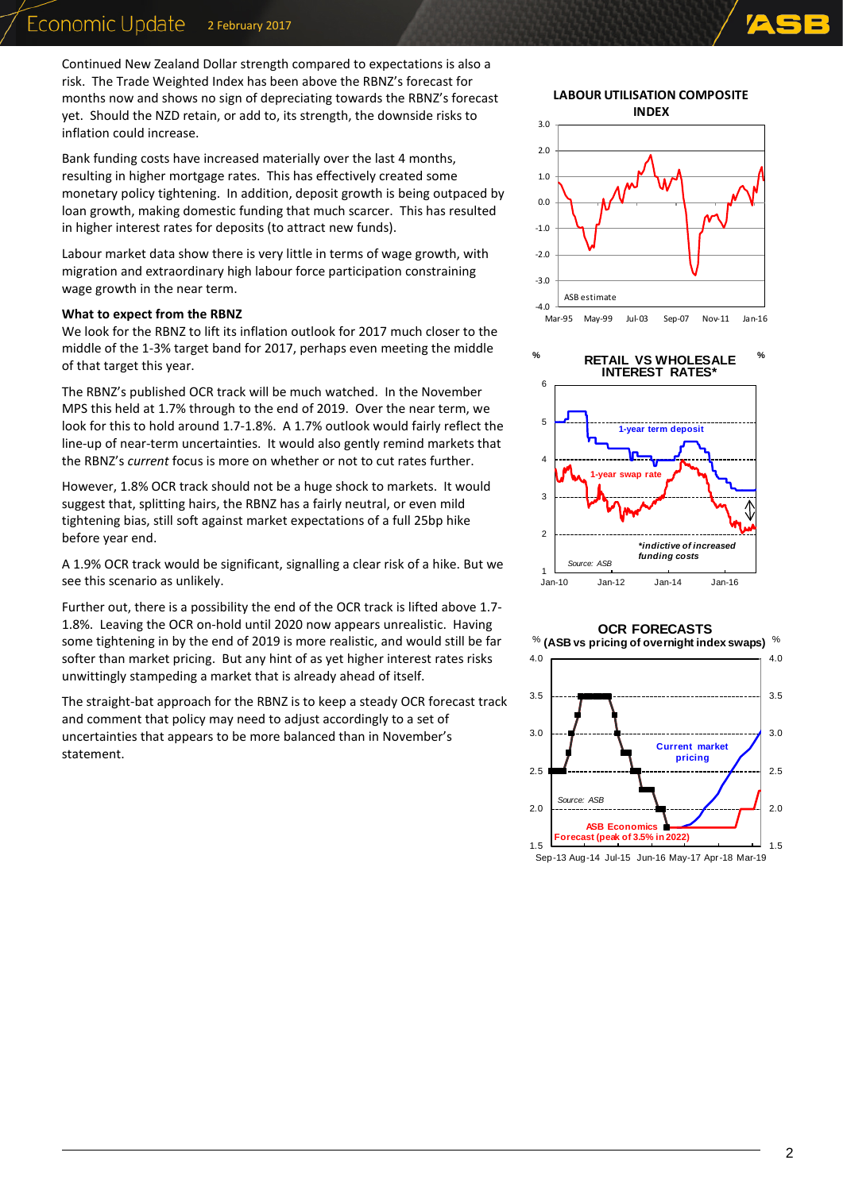Continued New Zealand Dollar strength compared to expectations is also a risk. The Trade Weighted Index has been above the RBNZ's forecast for months now and shows no sign of depreciating towards the RBNZ's forecast yet. Should the NZD retain, or add to, its strength, the downside risks to inflation could increase.

Bank funding costs have increased materially over the last 4 months, resulting in higher mortgage rates. This has effectively created some monetary policy tightening. In addition, deposit growth is being outpaced by loan growth, making domestic funding that much scarcer. This has resulted in higher interest rates for deposits (to attract new funds).

Labour market data show there is very little in terms of wage growth, with migration and extraordinary high labour force participation constraining wage growth in the near term.

**What to expect from the RBNZ**

We look for the RBNZ to lift its inflation outlook for 2017 much closer to the middle of the 1-3% target band for 2017, perhaps even meeting the middle of that target this year.

The RBNZ's published OCR track will be much watched. In the November MPS this held at 1.7% through to the end of 2019. Over the near term, we look for this to hold around 1.7-1.8%. A 1.7% outlook would fairly reflect the line-up of near-term uncertainties. It would also gently remind markets that the RBNZ's *current* focus is more on whether or not to cut rates further.

However, 1.8% OCR track should not be a huge shock to markets. It would suggest that, splitting hairs, the RBNZ has a fairly neutral, or even mild tightening bias, still soft against market expectations of a full 25bp hike before year end.

A 1.9% OCR track would be significant, signalling a clear risk of a hike. But we see this scenario as unlikely.

Further out, there is a possibility the end of the OCR track is lifted above 1.7-1.8%. Leaving the OCR on-hold until 2020 now appears unrealistic. Having some tightening in by the end of 2019 is more realistic, and would still be far softer than market pricing. But any hint of as yet higher interest rates risks unwittingly stampeding a market that is already ahead of itself.

The straight-bat approach for the RBNZ is to keep a steady OCR forecast track and comment that policy may need to adjust accordingly to a set of uncertainties that appears to be more balanced than in November's statement.

**LABOUR UTILISATION COMPOSITE INDEX**

ASB estimate

**RETAIL VS WHOLESALE INTEREST RATES***

1-year term deposit; 1-year swap rate; *indictive of increased funding costs. Source: ASB

**OCR FORECASTS (ASB vs pricing of overnight index swaps)**

Current market pricing; ASB Economics Forecast (peak of 3.5% in 2022). Source: ASB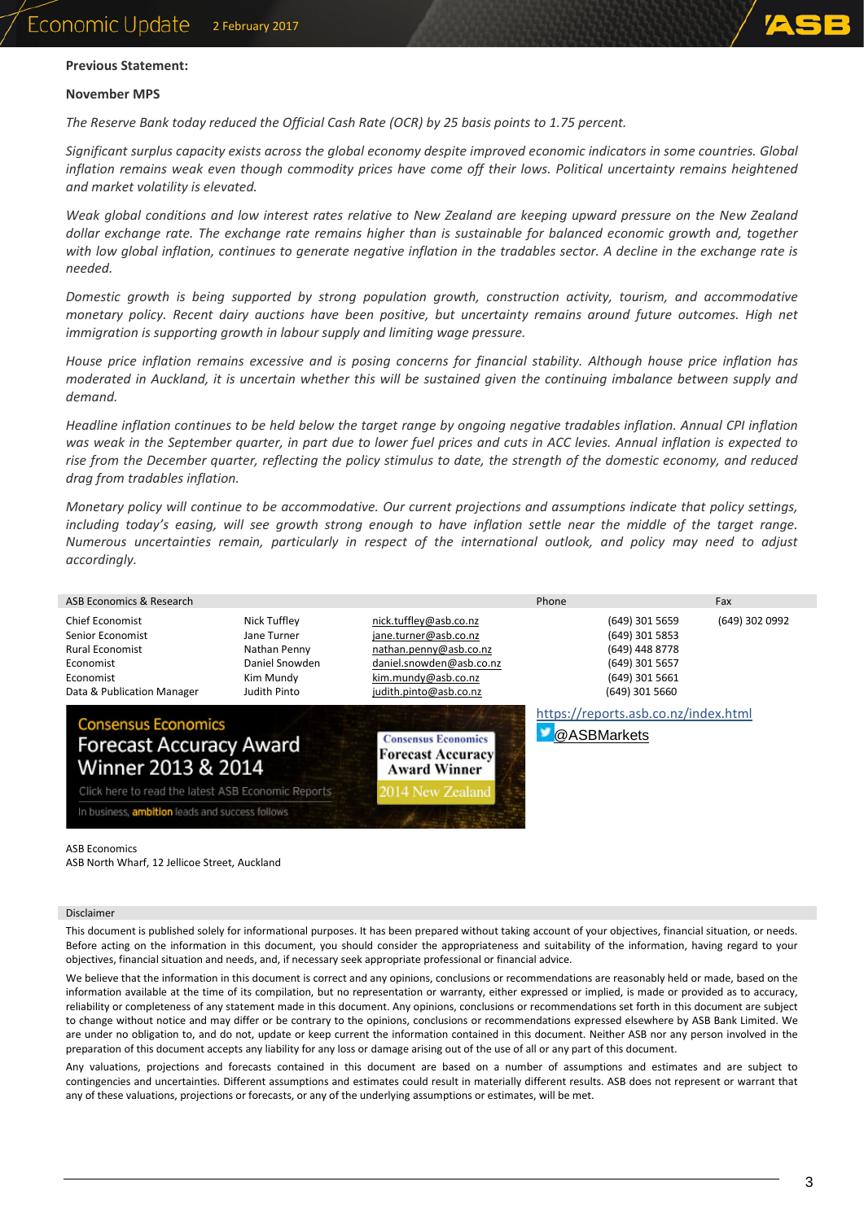**Previous Statement:**

**November MPS**

*The Reserve Bank today reduced the Official Cash Rate (OCR) by 25 basis points to 1.75 percent.*

*Significant surplus capacity exists across the global economy despite improved economic indicators in some countries. Global inflation remains weak even though commodity prices have come off their lows. Political uncertainty remains heightened and market volatility is elevated.*

*Weak global conditions and low interest rates relative to New Zealand are keeping upward pressure on the New Zealand dollar exchange rate. The exchange rate remains higher than is sustainable for balanced economic growth and, together with low global inflation, continues to generate negative inflation in the tradables sector. A decline in the exchange rate is needed.*

*Domestic growth is being supported by strong population growth, construction activity, tourism, and accommodative monetary policy. Recent dairy auctions have been positive, but uncertainty remains around future outcomes. High net immigration is supporting growth in labour supply and limiting wage pressure.*

*House price inflation remains excessive and is posing concerns for financial stability. Although house price inflation has moderated in Auckland, it is uncertain whether this will be sustained given the continuing imbalance between supply and demand.*

*Headline inflation continues to be held below the target range by ongoing negative tradables inflation. Annual CPI inflation was weak in the September quarter, in part due to lower fuel prices and cuts in ACC levies. Annual inflation is expected to rise from the December quarter, reflecting the policy stimulus to date, the strength of the domestic economy, and reduced drag from tradables inflation.*

*Monetary policy will continue to be accommodative. Our current projections and assumptions indicate that policy settings, including today's easing, will see growth strong enough to have inflation settle near the middle of the target range. Numerous uncertainties remain, particularly in respect of the international outlook, and policy may need to adjust accordingly.*

| ASB Economics & Research | | | Phone | Fax |
|---|---|---|---|---|
| Chief Economist | Nick Tuffley | nick.tuffley@asb.co.nz | (649) 301 5659 | (649) 302 0992 |
| Senior Economist | Jane Turner | jane.turner@asb.co.nz | (649) 301 5853 | |
| Rural Economist | Nathan Penny | nathan.penny@asb.co.nz | (649) 448 8778 | |
| Economist | Daniel Snowden | daniel.snowden@asb.co.nz | (649) 301 5657 | |
| Economist | Kim Mundy | kim.mundy@asb.co.nz | (649) 301 5661 | |
| Data & Publication Manager | Judith Pinto | judith.pinto@asb.co.nz | (649) 301 5660 | |

Consensus Economics Forecast Accuracy Award Winner 2013 & 2014

Click here to read the latest ASB Economic Reports

In business, ambition leads and success follows

Consensus Economics Forecast Accuracy Award Winner 2014 New Zealand

https://reports.asb.co.nz/index.html

@ASBMarkets

ASB Economics
ASB North Wharf, 12 Jellicoe Street, Auckland

**Disclaimer**

This document is published solely for informational purposes. It has been prepared without taking account of your objectives, financial situation, or needs. Before acting on the information in this document, you should consider the appropriateness and suitability of the information, having regard to your objectives, financial situation and needs, and, if necessary seek appropriate professional or financial advice.

We believe that the information in this document is correct and any opinions, conclusions or recommendations are reasonably held or made, based on the information available at the time of its compilation, but no representation or warranty, either expressed or implied, is made or provided as to accuracy, reliability or completeness of any statement made in this document. Any opinions, conclusions or recommendations set forth in this document are subject to change without notice and may differ or be contrary to the opinions, conclusions or recommendations expressed elsewhere by ASB Bank Limited. We are under no obligation to, and do not, update or keep current the information contained in this document. Neither ASB nor any person involved in the preparation of this document accepts any liability for any loss or damage arising out of the use of all or any part of this document.

Any valuations, projections and forecasts contained in this document are based on a number of assumptions and estimates and are subject to contingencies and uncertainties. Different assumptions and estimates could result in materially different results. ASB does not represent or warrant that any of these valuations, projections or forecasts, or any of the underlying assumptions or estimates, will be met.